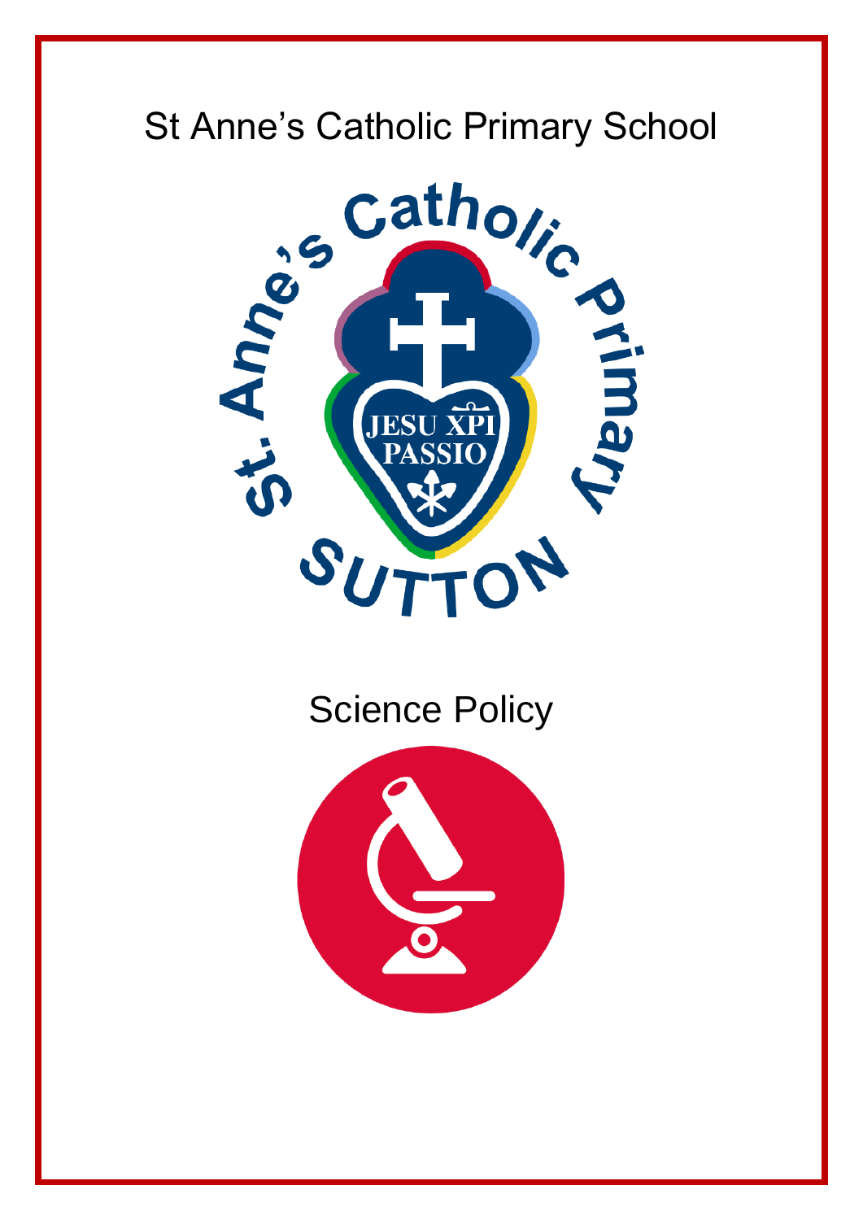# St Anne's Catholic Primary School

# Science Policy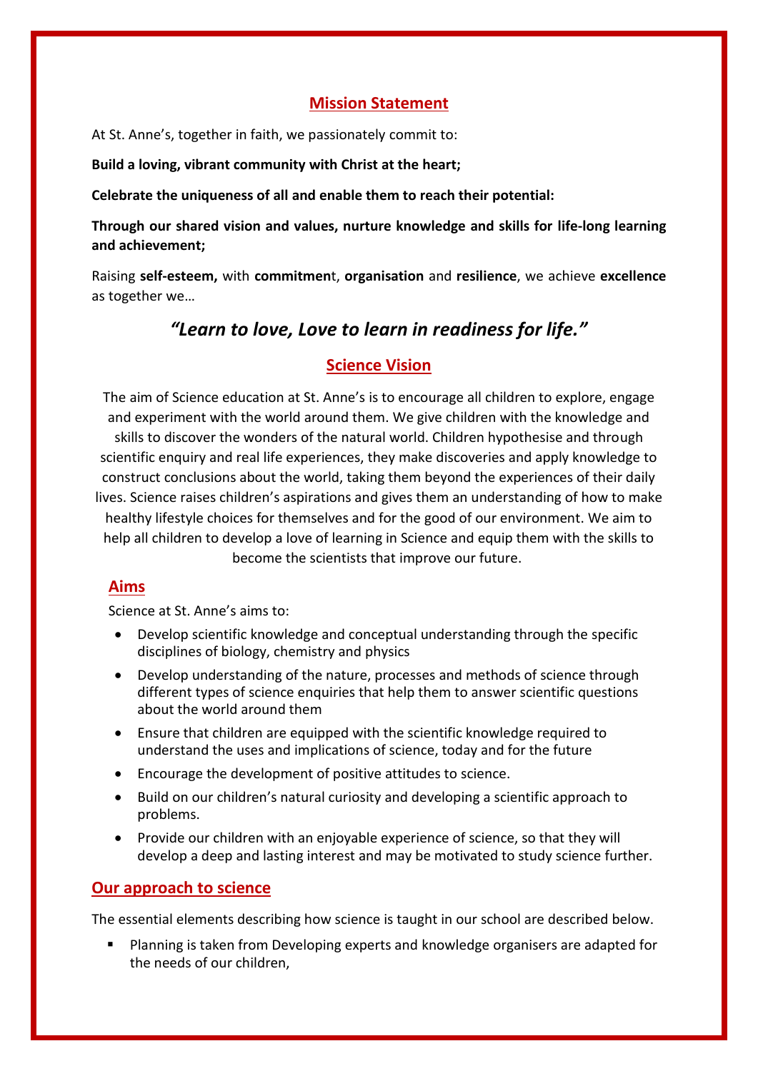## Mission Statement

At St. Anne's, together in faith, we passionately commit to:

**Build a loving, vibrant community with Christ at the heart;**

**Celebrate the uniqueness of all and enable them to reach their potential:**

**Through our shared vision and values, nurture knowledge and skills for life-long learning and achievement;**

Raising **self-esteem,** with **commitmen**t, **organisation** and **resilience**, we achieve **excellence** as together we…

## *"Learn to love, Love to learn in readiness for life."*

## Science Vision

The aim of Science education at St. Anne's is to encourage all children to explore, engage and experiment with the world around them. We give children with the knowledge and skills to discover the wonders of the natural world. Children hypothesise and through scientific enquiry and real life experiences, they make discoveries and apply knowledge to construct conclusions about the world, taking them beyond the experiences of their daily lives. Science raises children's aspirations and gives them an understanding of how to make healthy lifestyle choices for themselves and for the good of our environment. We aim to help all children to develop a love of learning in Science and equip them with the skills to become the scientists that improve our future.

### Aims

Science at St. Anne's aims to:

- Develop scientific knowledge and conceptual understanding through the specific disciplines of biology, chemistry and physics
- Develop understanding of the nature, processes and methods of science through different types of science enquiries that help them to answer scientific questions about the world around them
- Ensure that children are equipped with the scientific knowledge required to understand the uses and implications of science, today and for the future
- Encourage the development of positive attitudes to science.
- Build on our children's natural curiosity and developing a scientific approach to problems.
- Provide our children with an enjoyable experience of science, so that they will develop a deep and lasting interest and may be motivated to study science further.

### Our approach to science

The essential elements describing how science is taught in our school are described below.

- Planning is taken from Developing experts and knowledge organisers are adapted for the needs of our children,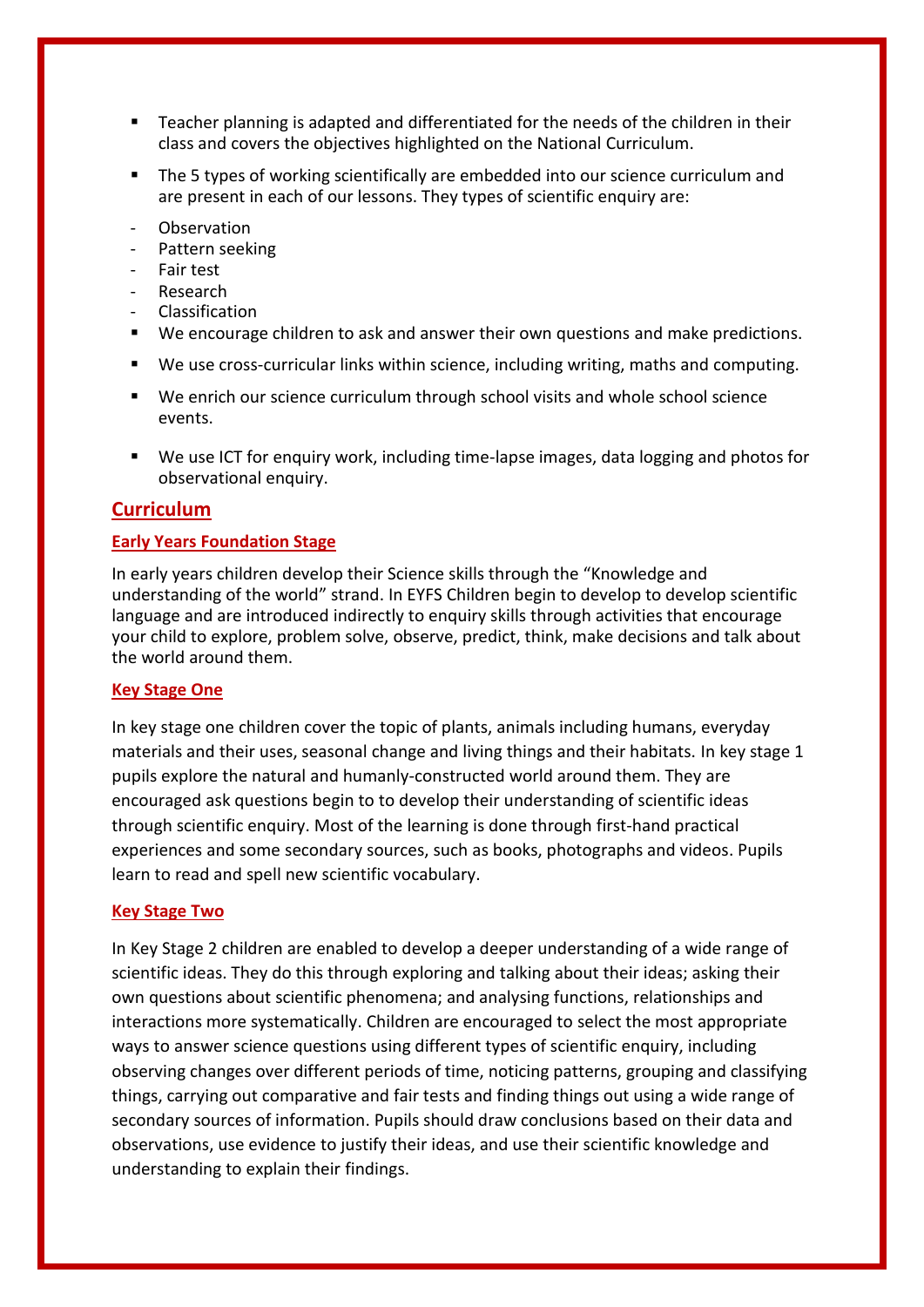- Teacher planning is adapted and differentiated for the needs of the children in their class and covers the objectives highlighted on the National Curriculum.
- The 5 types of working scientifically are embedded into our science curriculum and are present in each of our lessons. They types of scientific enquiry are:
  - Observation
  - Pattern seeking
  - Fair test
  - Research
  - Classification
- We encourage children to ask and answer their own questions and make predictions.
- We use cross-curricular links within science, including writing, maths and computing.
- We enrich our science curriculum through school visits and whole school science events.
- We use ICT for enquiry work, including time-lapse images, data logging and photos for observational enquiry.

## Curriculum

### Early Years Foundation Stage

In early years children develop their Science skills through the "Knowledge and understanding of the world" strand. In EYFS Children begin to develop to develop scientific language and are introduced indirectly to enquiry skills through activities that encourage your child to explore, problem solve, observe, predict, think, make decisions and talk about the world around them.

### Key Stage One

In key stage one children cover the topic of plants, animals including humans, everyday materials and their uses, seasonal change and living things and their habitats. In key stage 1 pupils explore the natural and humanly-constructed world around them. They are encouraged ask questions begin to to develop their understanding of scientific ideas through scientific enquiry. Most of the learning is done through first-hand practical experiences and some secondary sources, such as books, photographs and videos. Pupils learn to read and spell new scientific vocabulary.

### Key Stage Two

In Key Stage 2 children are enabled to develop a deeper understanding of a wide range of scientific ideas. They do this through exploring and talking about their ideas; asking their own questions about scientific phenomena; and analysing functions, relationships and interactions more systematically. Children are encouraged to select the most appropriate ways to answer science questions using different types of scientific enquiry, including observing changes over different periods of time, noticing patterns, grouping and classifying things, carrying out comparative and fair tests and finding things out using a wide range of secondary sources of information. Pupils should draw conclusions based on their data and observations, use evidence to justify their ideas, and use their scientific knowledge and understanding to explain their findings.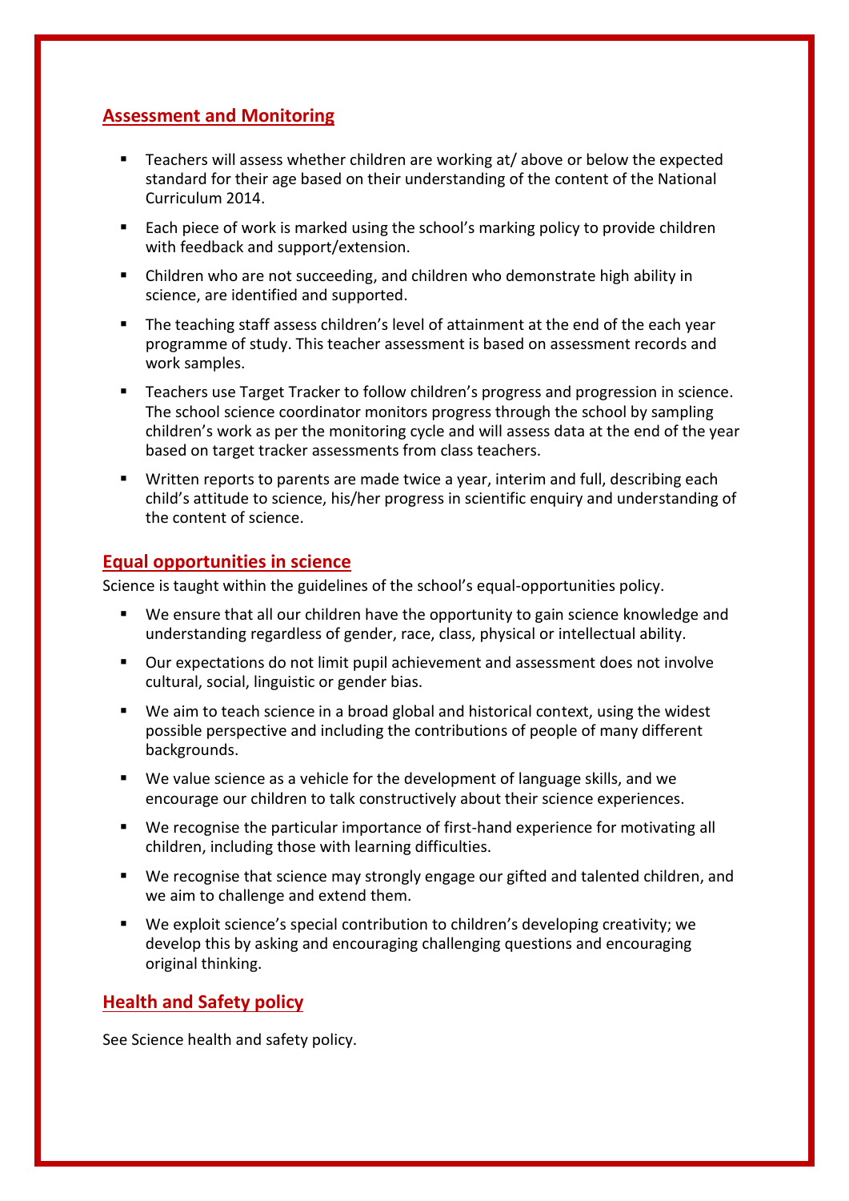## Assessment and Monitoring

- Teachers will assess whether children are working at/ above or below the expected standard for their age based on their understanding of the content of the National Curriculum 2014.
- Each piece of work is marked using the school's marking policy to provide children with feedback and support/extension.
- Children who are not succeeding, and children who demonstrate high ability in science, are identified and supported.
- The teaching staff assess children's level of attainment at the end of the each year programme of study. This teacher assessment is based on assessment records and work samples.
- Teachers use Target Tracker to follow children's progress and progression in science. The school science coordinator monitors progress through the school by sampling children's work as per the monitoring cycle and will assess data at the end of the year based on target tracker assessments from class teachers.
- Written reports to parents are made twice a year, interim and full, describing each child's attitude to science, his/her progress in scientific enquiry and understanding of the content of science.

## Equal opportunities in science

Science is taught within the guidelines of the school's equal-opportunities policy.

- We ensure that all our children have the opportunity to gain science knowledge and understanding regardless of gender, race, class, physical or intellectual ability.
- Our expectations do not limit pupil achievement and assessment does not involve cultural, social, linguistic or gender bias.
- We aim to teach science in a broad global and historical context, using the widest possible perspective and including the contributions of people of many different backgrounds.
- We value science as a vehicle for the development of language skills, and we encourage our children to talk constructively about their science experiences.
- We recognise the particular importance of first-hand experience for motivating all children, including those with learning difficulties.
- We recognise that science may strongly engage our gifted and talented children, and we aim to challenge and extend them.
- We exploit science's special contribution to children's developing creativity; we develop this by asking and encouraging challenging questions and encouraging original thinking.

## Health and Safety policy

See Science health and safety policy.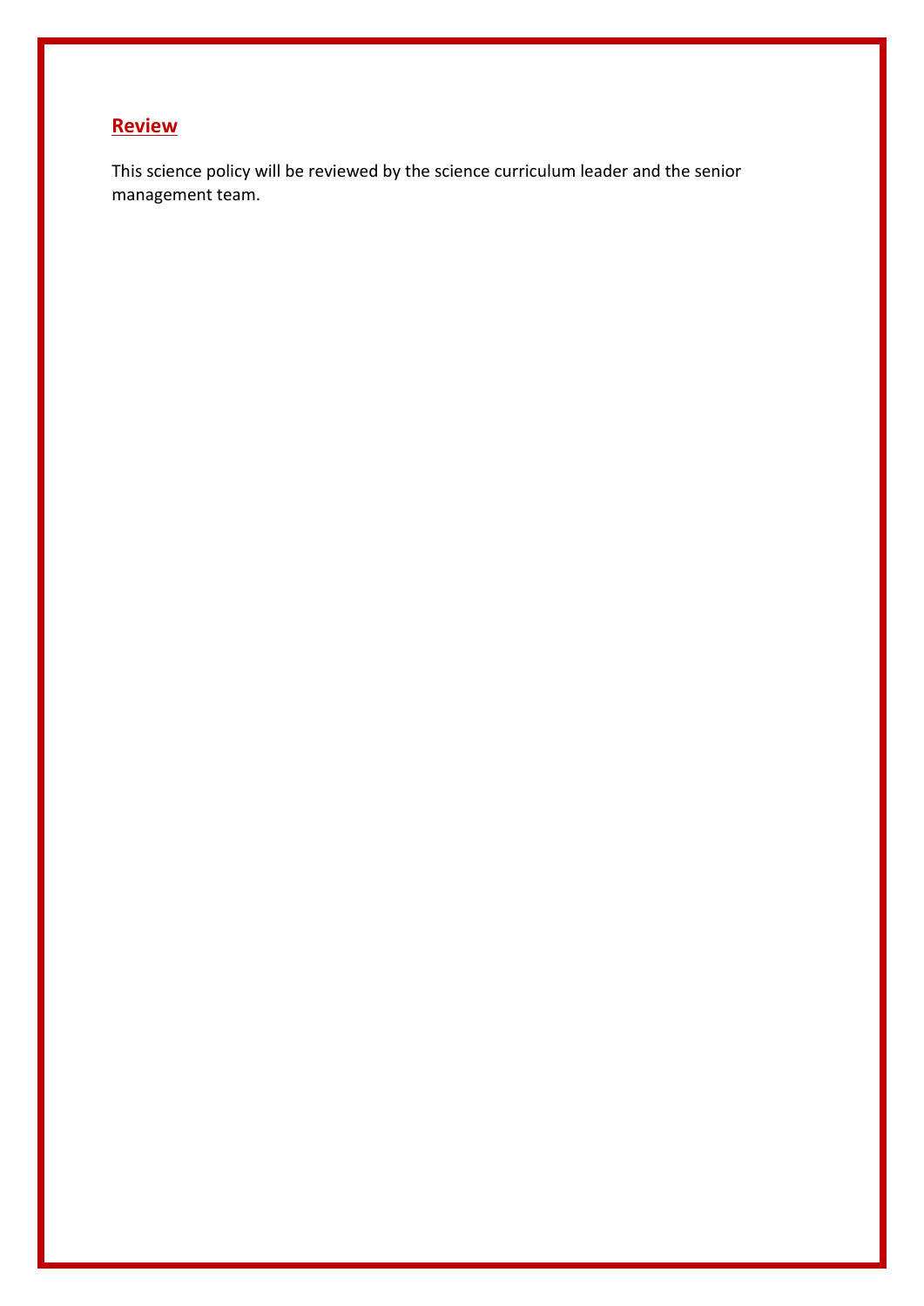## Review

This science policy will be reviewed by the science curriculum leader and the senior management team.